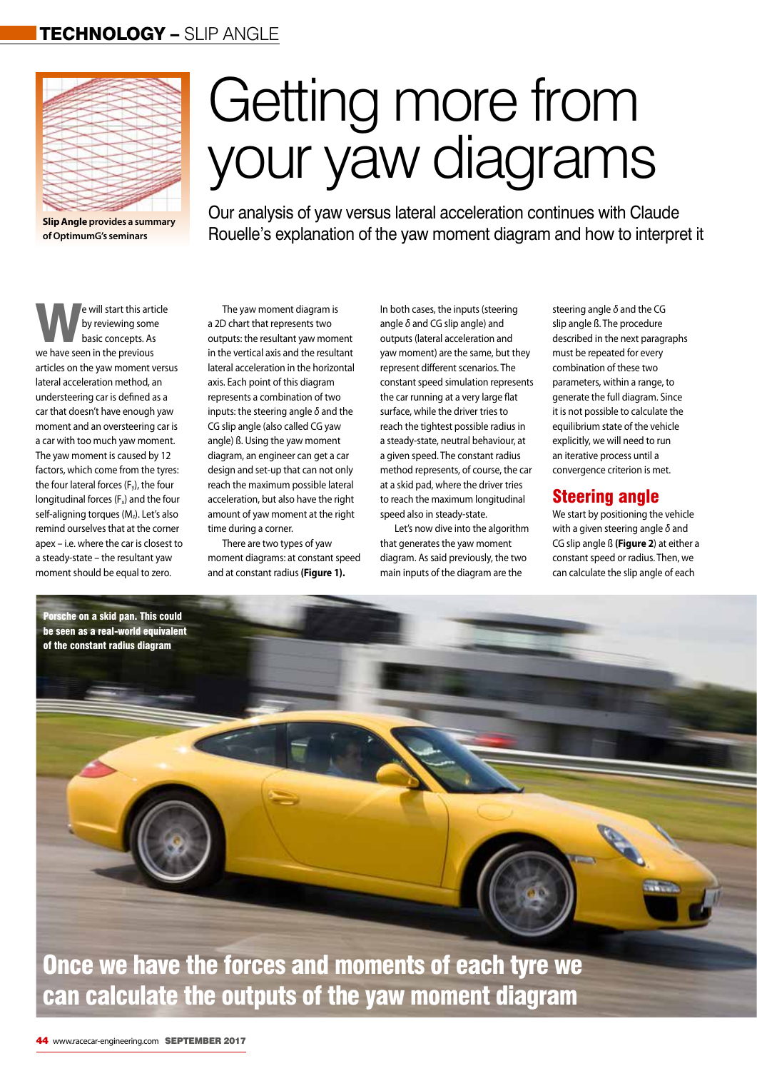# Getting more from your yaw diagrams

Our analysis of yaw versus lateral acceleration continues with Claude Rouelle's explanation of the yaw moment diagram and how to interpret it

**Slip Angle provides a summary of OptimumG's seminars**

We will start this article by reviewing some basic concepts. As we have seen in the previous articles on the yaw moment versus lateral acceleration method, an understeering car is defined as a car that doesn't have enough yaw moment and an oversteering car is a car with too much yaw moment. The yaw moment is caused by 12 factors, which come from the tyres: the four lateral forces ($F_Y$), the four longitudinal forces ($F_X$) and the four self-aligning torques ($M_Z$). Let's also remind ourselves that at the corner apex – i.e. where the car is closest to a steady-state – the resultant yaw moment should be equal to zero.

The yaw moment diagram is a 2D chart that represents two outputs: the resultant yaw moment in the vertical axis and the resultant lateral acceleration in the horizontal axis. Each point of this diagram represents a combination of two inputs: the steering angle $\delta$ and the CG slip angle (also called CG yaw angle) ß. Using the yaw moment diagram, an engineer can get a car design and set-up that can not only reach the maximum possible lateral acceleration, but also have the right amount of yaw moment at the right time during a corner.

There are two types of yaw moment diagrams: at constant speed and at constant radius **(Figure 1).** In both cases, the inputs (steering angle $\delta$ and CG slip angle) and outputs (lateral acceleration and yaw moment) are the same, but they represent different scenarios. The constant speed simulation represents the car running at a very large flat surface, while the driver tries to reach the tightest possible radius in a steady-state, neutral behaviour, at a given speed. The constant radius method represents, of course, the car at a skid pad, where the driver tries to reach the maximum longitudinal speed also in steady-state.

Let's now dive into the algorithm that generates the yaw moment diagram. As said previously, the two main inputs of the diagram are the steering angle $\delta$ and the CG slip angle ß. The procedure described in the next paragraphs must be repeated for every combination of these two parameters, within a range, to generate the full diagram. Since it is not possible to calculate the equilibrium state of the vehicle explicitly, we will need to run an iterative process until a convergence criterion is met.

## Steering angle

We start by positioning the vehicle with a given steering angle $\delta$ and CG slip angle ß (**Figure 2**) at either a constant speed or radius. Then, we can calculate the slip angle of each

**Porsche on a skid pan. This could be seen as a real-world equivalent of the constant radius diagram**

**Once we have the forces and moments of each tyre we can calculate the outputs of the yaw moment diagram**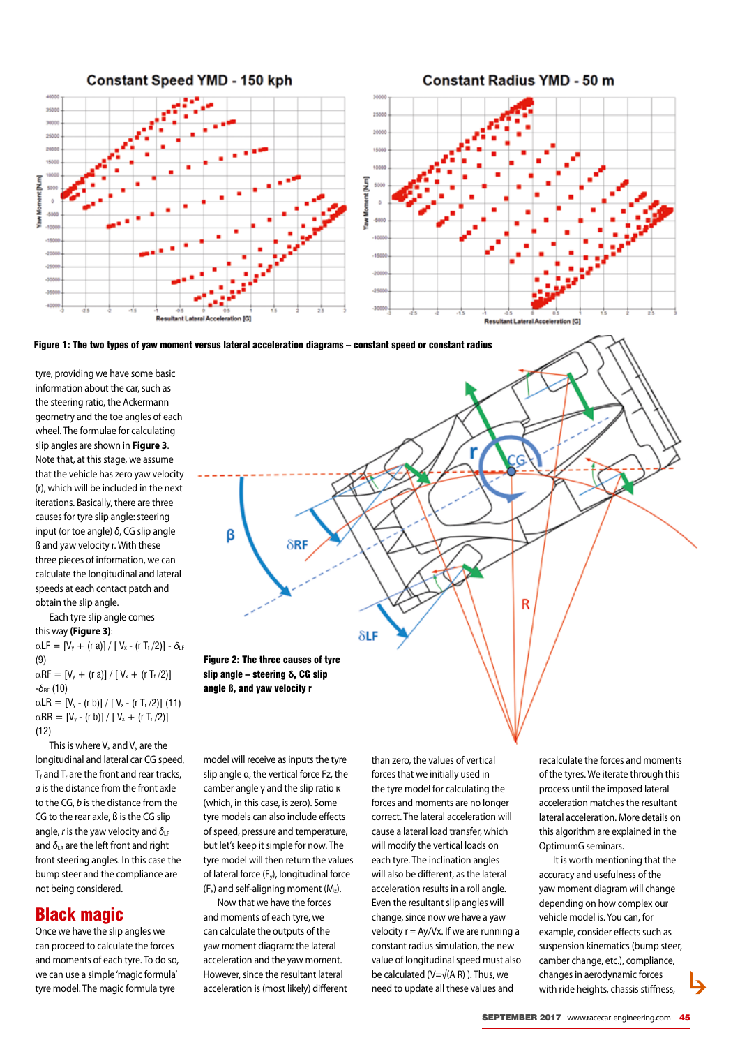**Figure 1: The two types of yaw moment versus lateral acceleration diagrams – constant speed or constant radius**

**Figure 2: The three causes of tyre slip angle – steering δ, CG slip angle ß, and yaw velocity r**

tyre, providing we have some basic information about the car, such as the steering ratio, the Ackermann geometry and the toe angles of each wheel. The formulae for calculating slip angles are shown in **Figure 3**. Note that, at this stage, we assume that the vehicle has zero yaw velocity (r), which will be included in the next iterations. Basically, there are three causes for tyre slip angle: steering input (or toe angle) δ, CG slip angle ß and yaw velocity r. With these three pieces of information, we can calculate the longitudinal and lateral speeds at each contact patch and obtain the slip angle.

Each tyre slip angle comes this way (**Figure 3**):

$\alpha LF = [V_y + (r\ a)] / [V_x - (r\ T_f/2)] - \delta_{LF}$ (9)

$\alpha RF = [V_y + (r\ a)] / [V_x + (r\ T_f/2)] - \delta_{RF}$ (10)

$\alpha LR = [V_y - (r\ b)] / [V_x - (r\ T_r/2)]$ (11)

$\alpha RR = [V_y - (r\ b)] / [V_x + (r\ T_r/2)]$ (12)

This is where $V_x$ and $V_y$ are the longitudinal and lateral car CG speed, $T_f$ and $T_r$ are the front and rear tracks, *a* is the distance from the front axle to the CG, *b* is the distance from the CG to the rear axle, ß is the CG slip angle, *r* is the yaw velocity and $\delta_{LF}$ and $\delta_{LR}$ are the left front and right front steering angles. In this case the bump steer and the compliance are not being considered.

## Black magic

Once we have the slip angles we can proceed to calculate the forces and moments of each tyre. To do so, we can use a simple 'magic formula' tyre model. The magic formula tyre model will receive as inputs the tyre slip angle α, the vertical force Fz, the camber angle γ and the slip ratio κ (which, in this case, is zero). Some tyre models can also include effects of speed, pressure and temperature, but let's keep it simple for now. The tyre model will then return the values of lateral force ($F_y$), longitudinal force ($F_x$) and self-aligning moment ($M_z$).

Now that we have the forces and moments of each tyre, we can calculate the outputs of the yaw moment diagram: the lateral acceleration and the yaw moment. However, since the resultant lateral acceleration is (most likely) different than zero, the values of vertical forces that we initially used in the tyre model for calculating the forces and moments are no longer correct. The lateral acceleration will cause a lateral load transfer, which will modify the vertical loads on each tyre. The inclination angles will also be different, as the lateral acceleration results in a roll angle. Even the resultant slip angles will change, since now we have a yaw velocity r = Ay/Vx. If we are running a constant radius simulation, the new value of longitudinal speed must also be calculated ($V=\sqrt{(A\ R)}$). Thus, we need to update all these values and recalculate the forces and moments of the tyres. We iterate through this process until the imposed lateral acceleration matches the resultant lateral acceleration. More details on this algorithm are explained in the OptimumG seminars.

It is worth mentioning that the accuracy and usefulness of the yaw moment diagram will change depending on how complex our vehicle model is. You can, for example, consider effects such as suspension kinematics (bump steer, camber change, etc.), compliance, changes in aerodynamic forces with ride heights, chassis stiffness,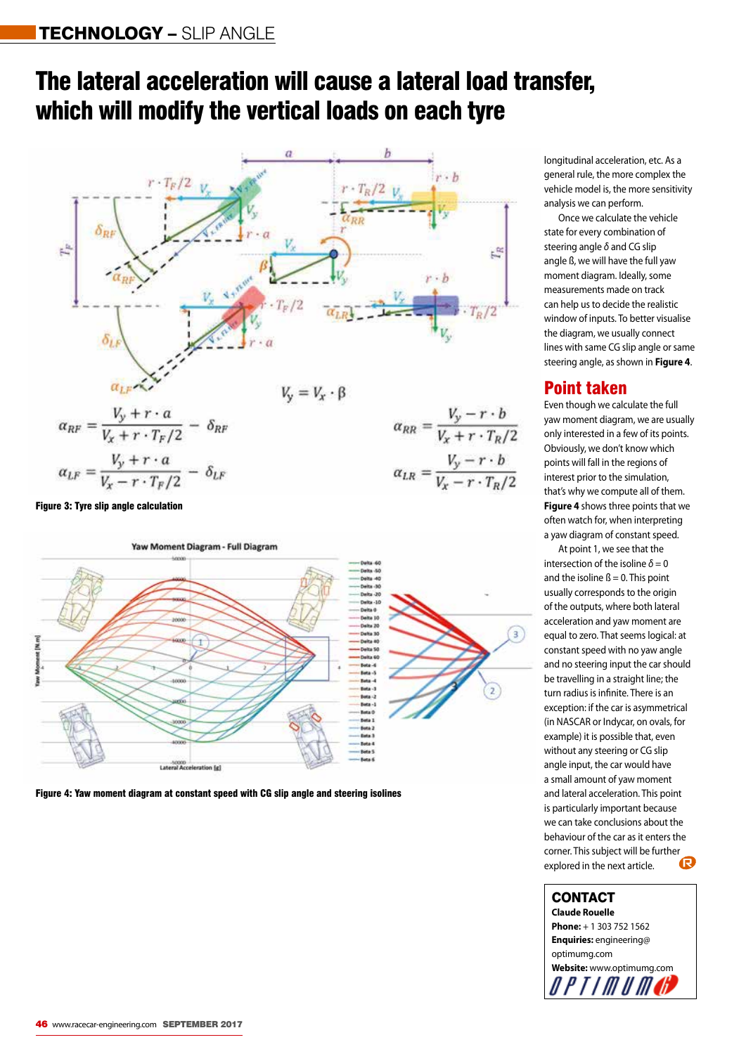# The lateral acceleration will cause a lateral load transfer, which will modify the vertical loads on each tyre

$V_y = V_x \cdot \beta$

$$\alpha_{RF} = \frac{V_y + r \cdot a}{V_x + r \cdot T_F/2} - \delta_{RF}$$

$$\alpha_{LF} = \frac{V_y + r \cdot a}{V_x - r \cdot T_F/2} - \delta_{LF}$$

$$\alpha_{RR} = \frac{V_y - r \cdot b}{V_x + r \cdot T_R/2}$$

$$\alpha_{LR} = \frac{V_y - r \cdot b}{V_x - r \cdot T_R/2}$$

**Figure 3: Tyre slip angle calculation**

Yaw Moment Diagram - Full Diagram

Yaw Moment [N.m]

Lateral Acceleration [g]

Delta -60, Delta -50, Delta -40, Delta -30, Delta -20, Delta -10, Delta 0, Delta 10, Delta 20, Delta 30, Delta 40, Delta 50, Delta 60, Beta -6, Beta -5, Beta -4, Beta -3, Beta -2, Beta -1, Beta 0, Beta 1, Beta 2, Beta 3, Beta 4, Beta 5, Beta 6

1

2

3

**Figure 4: Yaw moment diagram at constant speed with CG slip angle and steering isolines**

longitudinal acceleration, etc. As a general rule, the more complex the vehicle model is, the more sensitivity analysis we can perform.

Once we calculate the vehicle state for every combination of steering angle $\delta$ and CG slip angle ß, we will have the full yaw moment diagram. Ideally, some measurements made on track can help us to decide the realistic window of inputs. To better visualise the diagram, we usually connect lines with same CG slip angle or same steering angle, as shown in **Figure 4**.

## Point taken

Even though we calculate the full yaw moment diagram, we are usually only interested in a few of its points. Obviously, we don't know which points will fall in the regions of interest prior to the simulation, that's why we compute all of them. **Figure 4** shows three points that we often watch for, when interpreting a yaw diagram of constant speed.

At point 1, we see that the intersection of the isoline $\delta = 0$ and the isoline ß = 0. This point usually corresponds to the origin of the outputs, where both lateral acceleration and yaw moment are equal to zero. That seems logical: at constant speed with no yaw angle and no steering input the car should be travelling in a straight line; the turn radius is infinite. There is an exception: if the car is asymmetrical (in NASCAR or Indycar, on ovals, for example) it is possible that, even without any steering or CG slip angle input, the car would have a small amount of yaw moment and lateral acceleration. This point is particularly important because we can take conclusions about the behaviour of the car as it enters the corner. This subject will be further explored in the next article.

**CONTACT**
**Claude Rouelle**
**Phone:** + 1 303 752 1562
**Enquiries:** engineering@optimumg.com
**Website:** www.optimumg.com